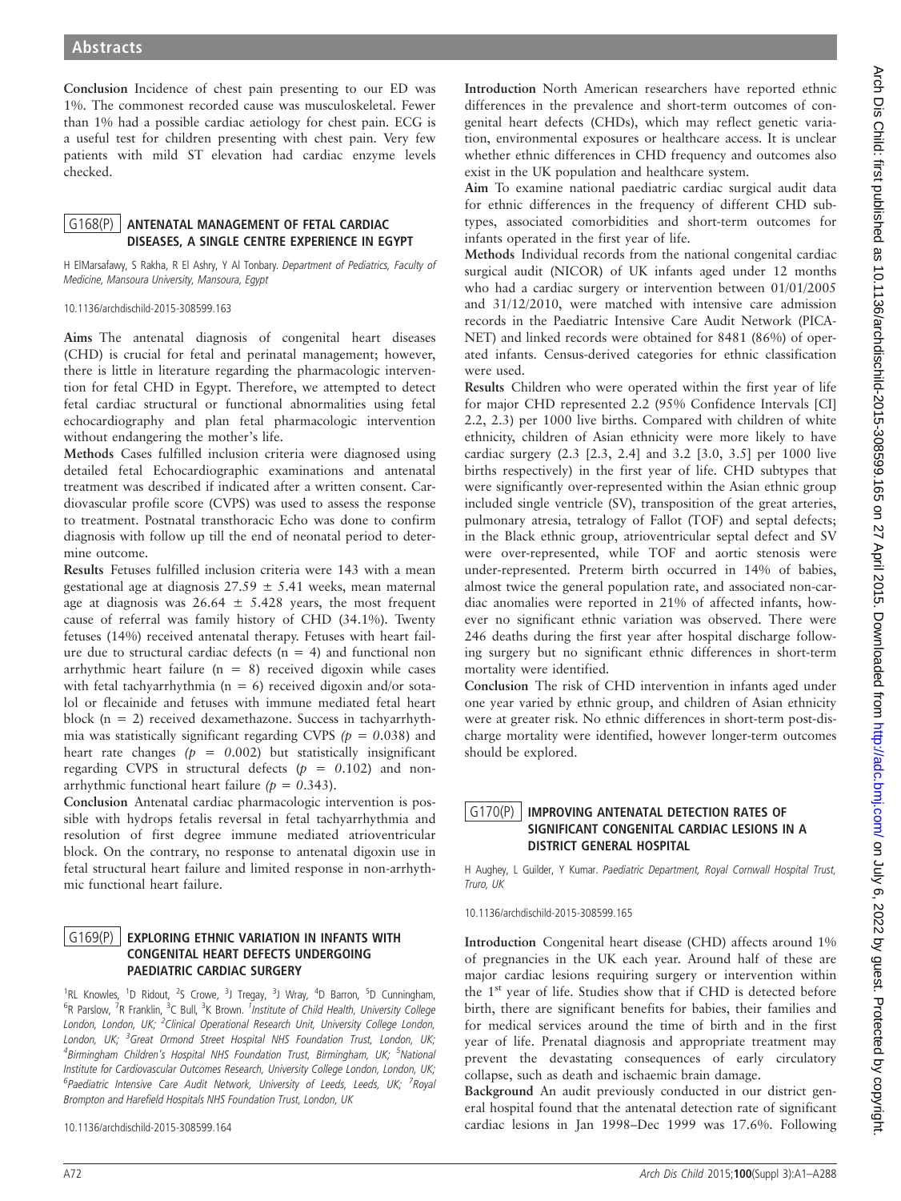**Conclusion** Incidence of chest pain presenting to our ED was 1%. The commonest recorded cause was musculoskeletal. Fewer than 1% had a possible cardiac aetiology for chest pain. ECG is a useful test for children presenting with chest pain. Very few patients with mild ST elevation had cardiac enzyme levels checked.

## G168(P) ANTENATAL MANAGEMENT OF FETAL CARDIAC DISEASES, A SINGLE CENTRE EXPERIENCE IN EGYPT

H ElMarsafawy, S Rakha, R El Ashry, Y Al Tonbary. *Department of Pediatrics, Faculty of Medicine, Mansoura University, Mansoura, Egypt*

10.1136/archdischild-2015-308599.163

**Aims** The antenatal diagnosis of congenital heart diseases (CHD) is crucial for fetal and perinatal management; however, there is little in literature regarding the pharmacologic intervention for fetal CHD in Egypt. Therefore, we attempted to detect fetal cardiac structural or functional abnormalities using fetal echocardiography and plan fetal pharmacologic intervention without endangering the mother's life.

**Methods** Cases fulfilled inclusion criteria were diagnosed using detailed fetal Echocardiographic examinations and antenatal treatment was described if indicated after a written consent. Cardiovascular profile score (CVPS) was used to assess the response to treatment. Postnatal transthoracic Echo was done to confirm diagnosis with follow up till the end of neonatal period to determine outcome.

**Results** Fetuses fulfilled inclusion criteria were 143 with a mean gestational age at diagnosis $27.59 \pm 5.41$ weeks, mean maternal age at diagnosis was $26.64 \pm 5.428$ years, the most frequent cause of referral was family history of CHD (34.1%). Twenty fetuses (14%) received antenatal therapy. Fetuses with heart failure due to structural cardiac defects (n = 4) and functional non arrhythmic heart failure (n = 8) received digoxin while cases with fetal tachyarrhythmia (n = 6) received digoxin and/or sotalol or flecainide and fetuses with immune mediated fetal heart block (n = 2) received dexamethazone. Success in tachyarrhythmia was statistically significant regarding CVPS ($p = 0.038$) and heart rate changes ($p = 0.002$) but statistically insignificant regarding CVPS in structural defects ($p = 0.102$) and non-arrhythmic functional heart failure ($p = 0.343$).

**Conclusion** Antenatal cardiac pharmacologic intervention is possible with hydrops fetalis reversal in fetal tachyarrhythmia and resolution of first degree immune mediated atrioventricular block. On the contrary, no response to antenatal digoxin use in fetal structural heart failure and limited response in non-arrhythmic functional heart failure.

## G169(P) EXPLORING ETHNIC VARIATION IN INFANTS WITH CONGENITAL HEART DEFECTS UNDERGOING PAEDIATRIC CARDIAC SURGERY

[1]RL Knowles, [1]D Ridout, [2]S Crowe, [3]J Tregay, [3]J Wray, [4]D Barron, [5]D Cunningham, [6]R Parslow, [7]R Franklin, [3]C Bull, [3]K Brown. [1]*Institute of Child Health, University College London, London, UK;* [2]*Clinical Operational Research Unit, University College London, London, UK;* [3]*Great Ormond Street Hospital NHS Foundation Trust, London, UK;* [4]*Birmingham Children's Hospital NHS Foundation Trust, Birmingham, UK;* [5]*National Institute for Cardiovascular Outcomes Research, University College London, London, UK;* [6]*Paediatric Intensive Care Audit Network, University of Leeds, Leeds, UK;* [7]*Royal Brompton and Harefield Hospitals NHS Foundation Trust, London, UK*

10.1136/archdischild-2015-308599.164

**Introduction** North American researchers have reported ethnic differences in the prevalence and short-term outcomes of congenital heart defects (CHDs), which may reflect genetic variation, environmental exposures or healthcare access. It is unclear whether ethnic differences in CHD frequency and outcomes also exist in the UK population and healthcare system.

**Aim** To examine national paediatric cardiac surgical audit data for ethnic differences in the frequency of different CHD subtypes, associated comorbidities and short-term outcomes for infants operated in the first year of life.

**Methods** Individual records from the national congenital cardiac surgical audit (NICOR) of UK infants aged under 12 months who had a cardiac surgery or intervention between 01/01/2005 and 31/12/2010, were matched with intensive care admission records in the Paediatric Intensive Care Audit Network (PICANET) and linked records were obtained for 8481 (86%) of operated infants. Census-derived categories for ethnic classification were used.

**Results** Children who were operated within the first year of life for major CHD represented 2.2 (95% Confidence Intervals [CI] 2.2, 2.3) per 1000 live births. Compared with children of white ethnicity, children of Asian ethnicity were more likely to have cardiac surgery (2.3 [2.3, 2.4] and 3.2 [3.0, 3.5] per 1000 live births respectively) in the first year of life. CHD subtypes that were significantly over-represented within the Asian ethnic group included single ventricle (SV), transposition of the great arteries, pulmonary atresia, tetralogy of Fallot (TOF) and septal defects; in the Black ethnic group, atrioventricular septal defect and SV were over-represented, while TOF and aortic stenosis were under-represented. Preterm birth occurred in 14% of babies, almost twice the general population rate, and associated non-cardiac anomalies were reported in 21% of affected infants, however no significant ethnic variation was observed. There were 246 deaths during the first year after hospital discharge following surgery but no significant ethnic differences in short-term mortality were identified.

**Conclusion** The risk of CHD intervention in infants aged under one year varied by ethnic group, and children of Asian ethnicity were at greater risk. No ethnic differences in short-term post-discharge mortality were identified, however longer-term outcomes should be explored.

## G170(P) IMPROVING ANTENATAL DETECTION RATES OF SIGNIFICANT CONGENITAL CARDIAC LESIONS IN A DISTRICT GENERAL HOSPITAL

H Aughey, L Guilder, Y Kumar. *Paediatric Department, Royal Cornwall Hospital Trust, Truro, UK*

10.1136/archdischild-2015-308599.165

**Introduction** Congenital heart disease (CHD) affects around 1% of pregnancies in the UK each year. Around half of these are major cardiac lesions requiring surgery or intervention within the 1st year of life. Studies show that if CHD is detected before birth, there are significant benefits for babies, their families and for medical services around the time of birth and in the first year of life. Prenatal diagnosis and appropriate treatment may prevent the devastating consequences of early circulatory collapse, such as death and ischaemic brain damage.

**Background** An audit previously conducted in our district general hospital found that the antenatal detection rate of significant cardiac lesions in Jan 1998–Dec 1999 was 17.6%. Following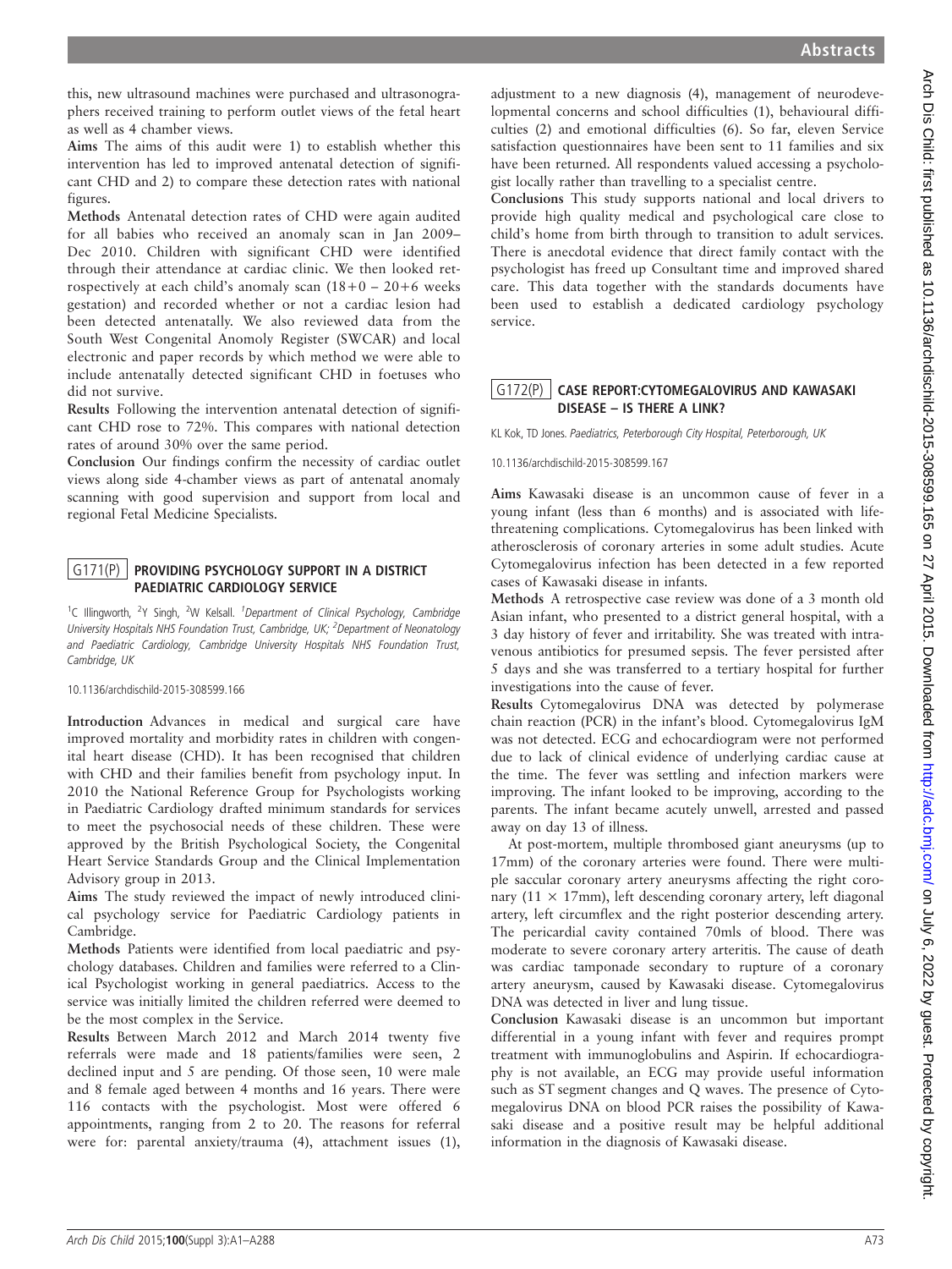this, new ultrasound machines were purchased and ultrasonographers received training to perform outlet views of the fetal heart as well as 4 chamber views.

**Aims** The aims of this audit were 1) to establish whether this intervention has led to improved antenatal detection of significant CHD and 2) to compare these detection rates with national figures.

**Methods** Antenatal detection rates of CHD were again audited for all babies who received an anomaly scan in Jan 2009–Dec 2010. Children with significant CHD were identified through their attendance at cardiac clinic. We then looked retrospectively at each child's anomaly scan (18+0 – 20+6 weeks gestation) and recorded whether or not a cardiac lesion had been detected antenatally. We also reviewed data from the South West Congenital Anomaly Register (SWCAR) and local electronic and paper records by which method we were able to include antenatally detected significant CHD in foetuses who did not survive.

**Results** Following the intervention antenatal detection of significant CHD rose to 72%. This compares with national detection rates of around 30% over the same period.

**Conclusion** Our findings confirm the necessity of cardiac outlet views along side 4-chamber views as part of antenatal anomaly scanning with good supervision and support from local and regional Fetal Medicine Specialists.

## G171(P) PROVIDING PSYCHOLOGY SUPPORT IN A DISTRICT PAEDIATRIC CARDIOLOGY SERVICE

[1]C Illingworth, [2]Y Singh, [2]W Kelsall. [1]*Department of Clinical Psychology, Cambridge University Hospitals NHS Foundation Trust, Cambridge, UK;* [2]*Department of Neonatology and Paediatric Cardiology, Cambridge University Hospitals NHS Foundation Trust, Cambridge, UK*

10.1136/archdischild-2015-308599.166

**Introduction** Advances in medical and surgical care have improved mortality and morbidity rates in children with congenital heart disease (CHD). It has been recognised that children with CHD and their families benefit from psychology input. In 2010 the National Reference Group for Psychologists working in Paediatric Cardiology drafted minimum standards for services to meet the psychosocial needs of these children. These were approved by the British Psychological Society, the Congenital Heart Service Standards Group and the Clinical Implementation Advisory group in 2013.

**Aims** The study reviewed the impact of newly introduced clinical psychology service for Paediatric Cardiology patients in Cambridge.

**Methods** Patients were identified from local paediatric and psychology databases. Children and families were referred to a Clinical Psychologist working in general paediatrics. Access to the service was initially limited the children referred were deemed to be the most complex in the Service.

**Results** Between March 2012 and March 2014 twenty five referrals were made and 18 patients/families were seen, 2 declined input and 5 are pending. Of those seen, 10 were male and 8 female aged between 4 months and 16 years. There were 116 contacts with the psychologist. Most were offered 6 appointments, ranging from 2 to 20. The reasons for referral were for: parental anxiety/trauma (4), attachment issues (1), adjustment to a new diagnosis (4), management of neurodevelopmental concerns and school difficulties (1), behavioural difficulties (2) and emotional difficulties (6). So far, eleven Service satisfaction questionnaires have been sent to 11 families and six have been returned. All respondents valued accessing a psychologist locally rather than travelling to a specialist centre.

**Conclusions** This study supports national and local drivers to provide high quality medical and psychological care close to child's home from birth through to transition to adult services. There is anecdotal evidence that direct family contact with the psychologist has freed up Consultant time and improved shared care. This data together with the standards documents have been used to establish a dedicated cardiology psychology service.

## G172(P) CASE REPORT:CYTOMEGALOVIRUS AND KAWASAKI DISEASE – IS THERE A LINK?

KL Kok, TD Jones. *Paediatrics, Peterborough City Hospital, Peterborough, UK*

10.1136/archdischild-2015-308599.167

**Aims** Kawasaki disease is an uncommon cause of fever in a young infant (less than 6 months) and is associated with life-threatening complications. Cytomegalovirus has been linked with atherosclerosis of coronary arteries in some adult studies. Acute Cytomegalovirus infection has been detected in a few reported cases of Kawasaki disease in infants.

**Methods** A retrospective case review was done of a 3 month old Asian infant, who presented to a district general hospital, with a 3 day history of fever and irritability. She was treated with intravenous antibiotics for presumed sepsis. The fever persisted after 5 days and she was transferred to a tertiary hospital for further investigations into the cause of fever.

**Results** Cytomegalovirus DNA was detected by polymerase chain reaction (PCR) in the infant's blood. Cytomegalovirus IgM was not detected. ECG and echocardiogram were not performed due to lack of clinical evidence of underlying cardiac cause at the time. The fever was settling and infection markers were improving. The infant looked to be improving, according to the parents. The infant became acutely unwell, arrested and passed away on day 13 of illness.

At post-mortem, multiple thrombosed giant aneurysms (up to 17mm) of the coronary arteries were found. There were multiple saccular coronary artery aneurysms affecting the right coronary (11 × 17mm), left descending coronary artery, left diagonal artery, left circumflex and the right posterior descending artery. The pericardial cavity contained 70mls of blood. There was moderate to severe coronary artery arteritis. The cause of death was cardiac tamponade secondary to rupture of a coronary artery aneurysm, caused by Kawasaki disease. Cytomegalovirus DNA was detected in liver and lung tissue.

**Conclusion** Kawasaki disease is an uncommon but important differential in a young infant with fever and requires prompt treatment with immunoglobulins and Aspirin. If echocardiography is not available, an ECG may provide useful information such as ST segment changes and Q waves. The presence of Cytomegalovirus DNA on blood PCR raises the possibility of Kawasaki disease and a positive result may be helpful additional information in the diagnosis of Kawasaki disease.